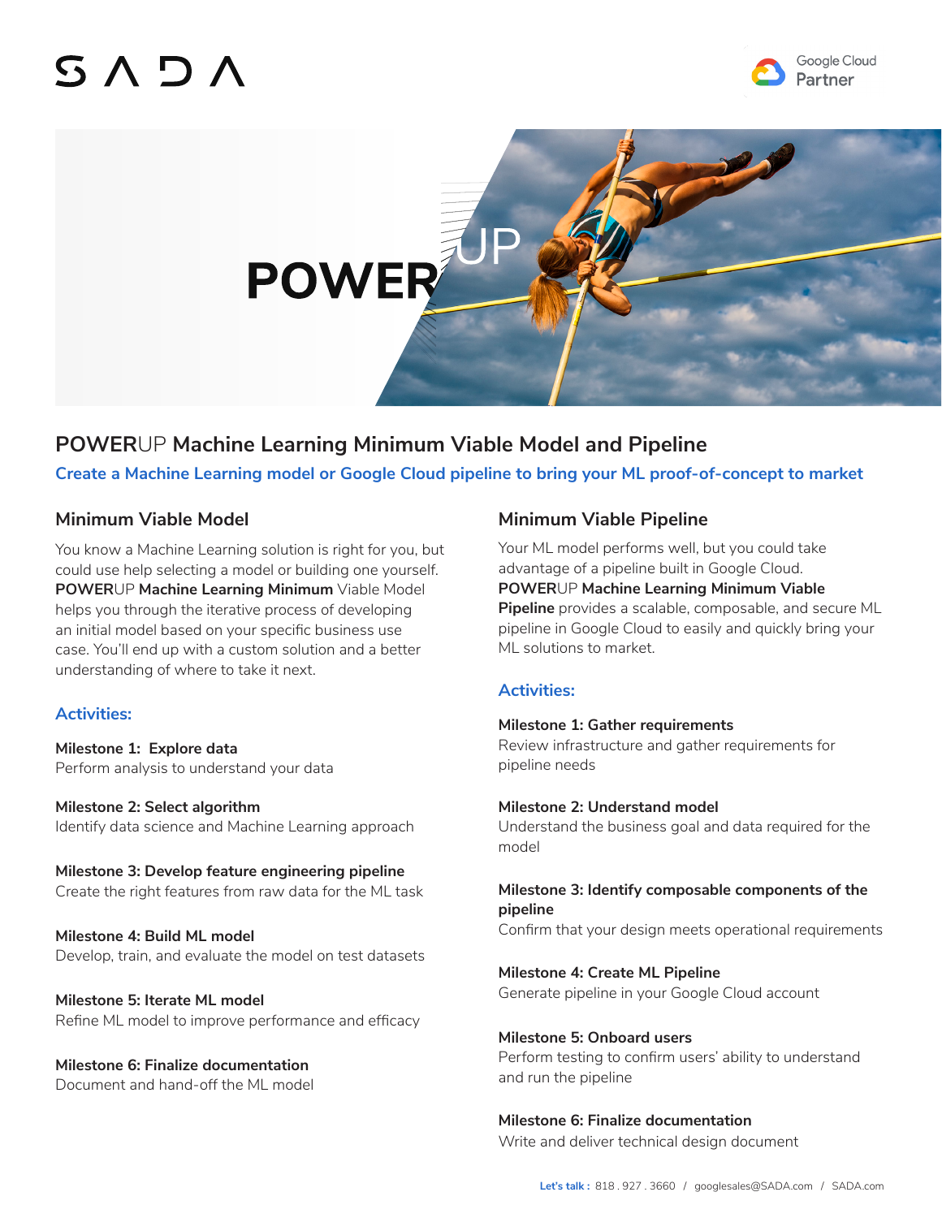SADA

Google Cloud Partner

POWERUP

# POWERUP Machine Learning Minimum Viable Model and Pipeline

**Create a Machine Learning model or Google Cloud pipeline to bring your ML proof-of-concept to market**

## Minimum Viable Model

You know a Machine Learning solution is right for you, but could use help selecting a model or building one yourself. **POWER**UP **Machine Learning Minimum** Viable Model helps you through the iterative process of developing an initial model based on your specific business use case. You'll end up with a custom solution and a better understanding of where to take it next.

### Activities:

**Milestone 1: Explore data**
Perform analysis to understand your data

**Milestone 2: Select algorithm**
Identify data science and Machine Learning approach

**Milestone 3: Develop feature engineering pipeline**
Create the right features from raw data for the ML task

**Milestone 4: Build ML model**
Develop, train, and evaluate the model on test datasets

**Milestone 5: Iterate ML model**
Refine ML model to improve performance and efficacy

**Milestone 6: Finalize documentation**
Document and hand-off the ML model

## Minimum Viable Pipeline

Your ML model performs well, but you could take advantage of a pipeline built in Google Cloud. **POWER**UP **Machine Learning Minimum Viable Pipeline** provides a scalable, composable, and secure ML pipeline in Google Cloud to easily and quickly bring your ML solutions to market.

### Activities:

**Milestone 1: Gather requirements**
Review infrastructure and gather requirements for pipeline needs

**Milestone 2: Understand model**
Understand the business goal and data required for the model

**Milestone 3: Identify composable components of the pipeline**
Confirm that your design meets operational requirements

**Milestone 4: Create ML Pipeline**
Generate pipeline in your Google Cloud account

**Milestone 5: Onboard users**
Perform testing to confirm users' ability to understand and run the pipeline

**Milestone 6: Finalize documentation**
Write and deliver technical design document

**Let's talk :** 818 . 927 . 3660 / googlesales@SADA.com / SADA.com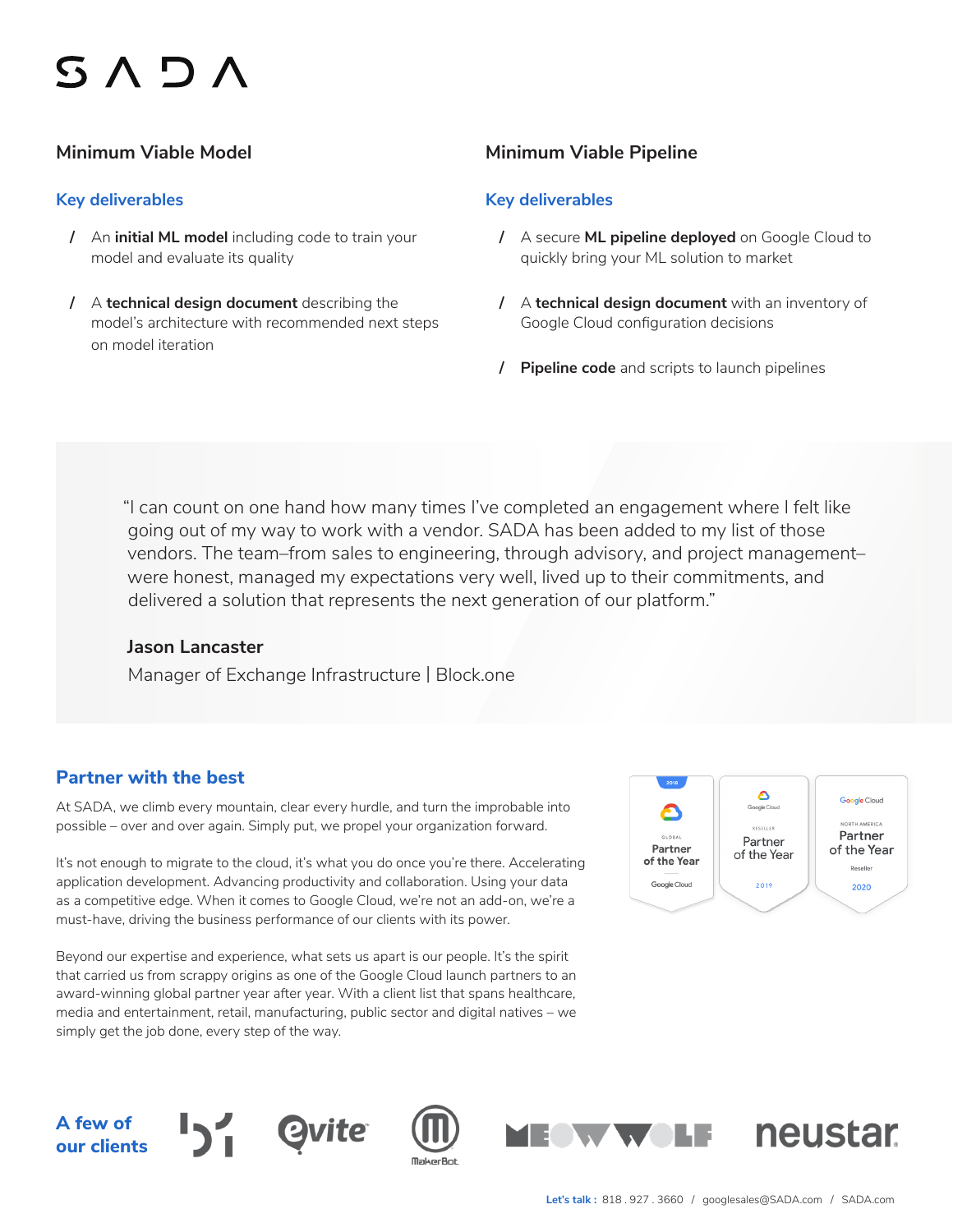# SADA

## Minimum Viable Model

### Key deliverables

- An **initial ML model** including code to train your model and evaluate its quality
- A **technical design document** describing the model's architecture with recommended next steps on model iteration

## Minimum Viable Pipeline

### Key deliverables

- A secure **ML pipeline deployed** on Google Cloud to quickly bring your ML solution to market
- A **technical design document** with an inventory of Google Cloud configuration decisions
- **Pipeline code** and scripts to launch pipelines

> "I can count on one hand how many times I've completed an engagement where I felt like going out of my way to work with a vendor. SADA has been added to my list of those vendors. The team–from sales to engineering, through advisory, and project management–were honest, managed my expectations very well, lived up to their commitments, and delivered a solution that represents the next generation of our platform."
>
> **Jason Lancaster**
> Manager of Exchange Infrastructure | Block.one

## Partner with the best

At SADA, we climb every mountain, clear every hurdle, and turn the improbable into possible – over and over again. Simply put, we propel your organization forward.

It's not enough to migrate to the cloud, it's what you do once you're there. Accelerating application development. Advancing productivity and collaboration. Using your data as a competitive edge. When it comes to Google Cloud, we're not an add-on, we're a must-have, driving the business performance of our clients with its power.

Beyond our expertise and experience, what sets us apart is our people. It's the spirit that carried us from scrappy origins as one of the Google Cloud launch partners to an award-winning global partner year after year. With a client list that spans healthcare, media and entertainment, retail, manufacturing, public sector and digital natives – we simply get the job done, every step of the way.

2018 Global Partner of the Year – Google Cloud

Google Cloud Reseller Partner of the Year 2019

Google Cloud North America Partner of the Year Reseller 2020

**A few of our clients**

evite · MakerBot · MEOW WOLF · neustar

**Let's talk:** 818 . 927 . 3660 / googlesales@SADA.com / SADA.com